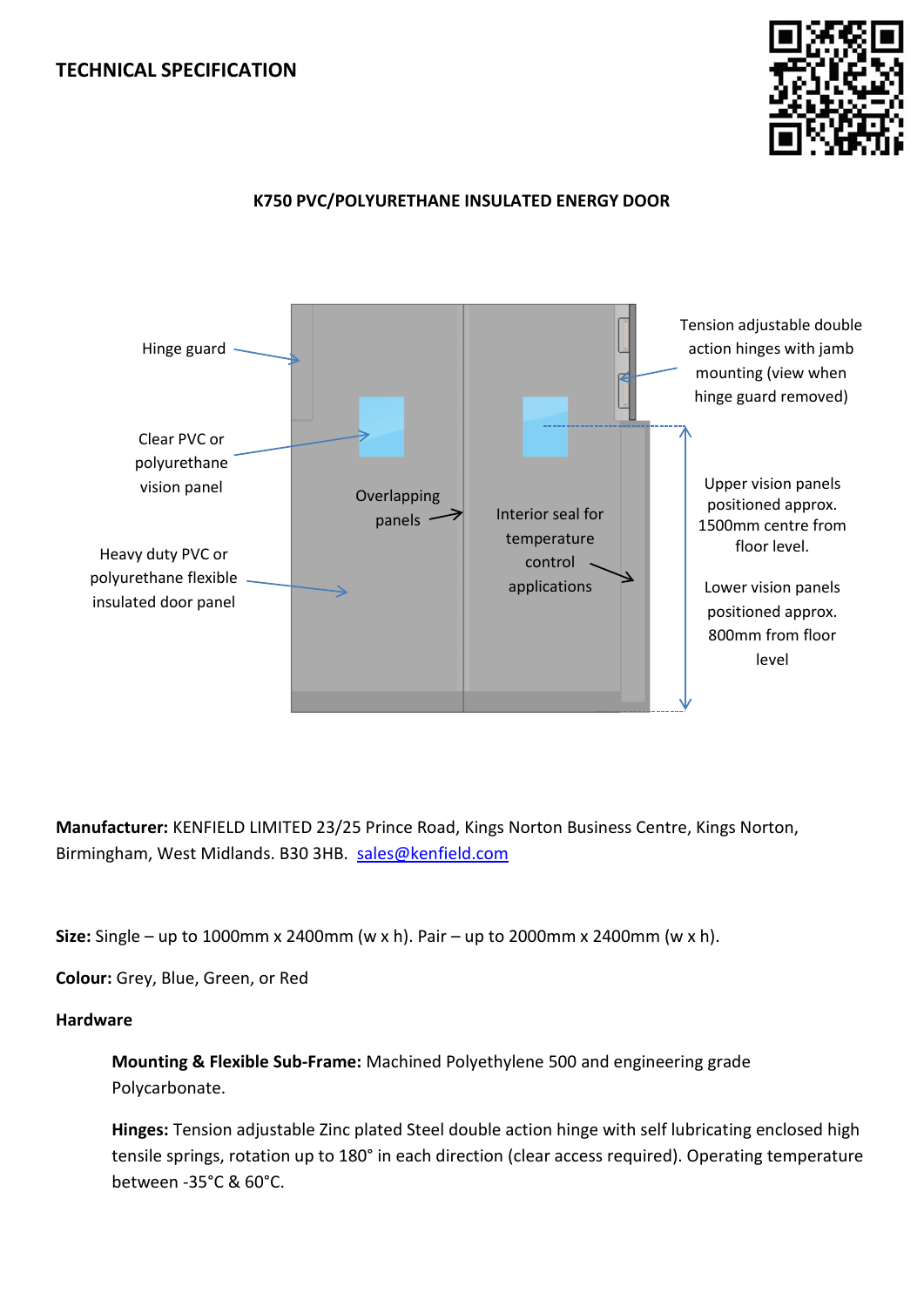# TECHNICAL SPECIFICATION

## K750 PVC/POLYURETHANE INSULATED ENERGY DOOR

Hinge guard

Clear PVC or polyurethane vision panel

Heavy duty PVC or polyurethane flexible insulated door panel

Overlapping panels

Interior seal for temperature control applications

Tension adjustable double action hinges with jamb mounting (view when hinge guard removed)

Upper vision panels positioned approx. 1500mm centre from floor level.

Lower vision panels positioned approx. 800mm from floor level

**Manufacturer:** KENFIELD LIMITED 23/25 Prince Road, Kings Norton Business Centre, Kings Norton, Birmingham, West Midlands. B30 3HB. sales@kenfield.com

**Size:** Single – up to 1000mm x 2400mm (w x h). Pair – up to 2000mm x 2400mm (w x h).

**Colour:** Grey, Blue, Green, or Red

**Hardware**

**Mounting & Flexible Sub-Frame:** Machined Polyethylene 500 and engineering grade Polycarbonate.

**Hinges:** Tension adjustable Zinc plated Steel double action hinge with self lubricating enclosed high tensile springs, rotation up to 180° in each direction (clear access required). Operating temperature between -35°C & 60°C.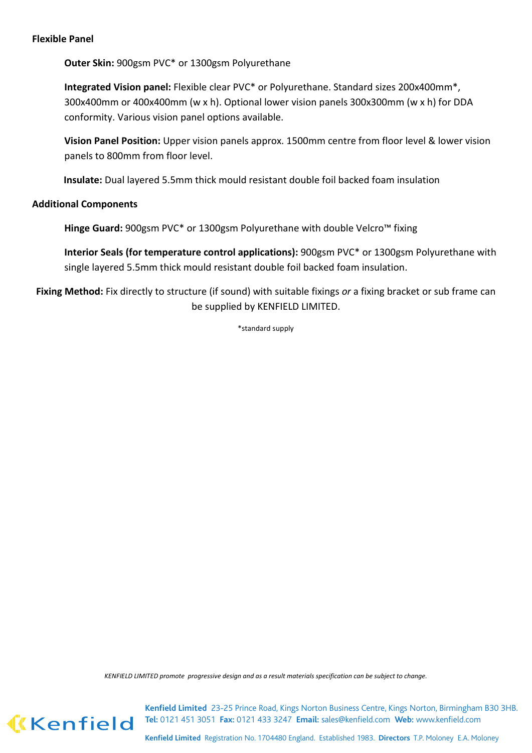**Flexible Panel**

**Outer Skin:** 900gsm PVC* or 1300gsm Polyurethane

**Integrated Vision panel:** Flexible clear PVC* or Polyurethane. Standard sizes 200x400mm*, 300x400mm or 400x400mm (w x h). Optional lower vision panels 300x300mm (w x h) for DDA conformity. Various vision panel options available.

**Vision Panel Position:** Upper vision panels approx. 1500mm centre from floor level & lower vision panels to 800mm from floor level.

**Insulate:** Dual layered 5.5mm thick mould resistant double foil backed foam insulation

**Additional Components**

**Hinge Guard:** 900gsm PVC* or 1300gsm Polyurethane with double Velcro™ fixing

**Interior Seals (for temperature control applications):** 900gsm PVC* or 1300gsm Polyurethane with single layered 5.5mm thick mould resistant double foil backed foam insulation.

**Fixing Method:** Fix directly to structure (if sound) with suitable fixings *or* a fixing bracket or sub frame can be supplied by KENFIELD LIMITED.

*standard supply

*KENFIELD LIMITED promote progressive design and as a result materials specification can be subject to change.*

**Kenfield Limited** 23-25 Prince Road, Kings Norton Business Centre, Kings Norton, Birmingham B30 3HB.
**Tel:** 0121 451 3051 **Fax:** 0121 433 3247 **Email:** sales@kenfield.com **Web:** www.kenfield.com

**Kenfield Limited** Registration No. 1704480 England. Established 1983. **Directors** T.P. Moloney E.A. Moloney